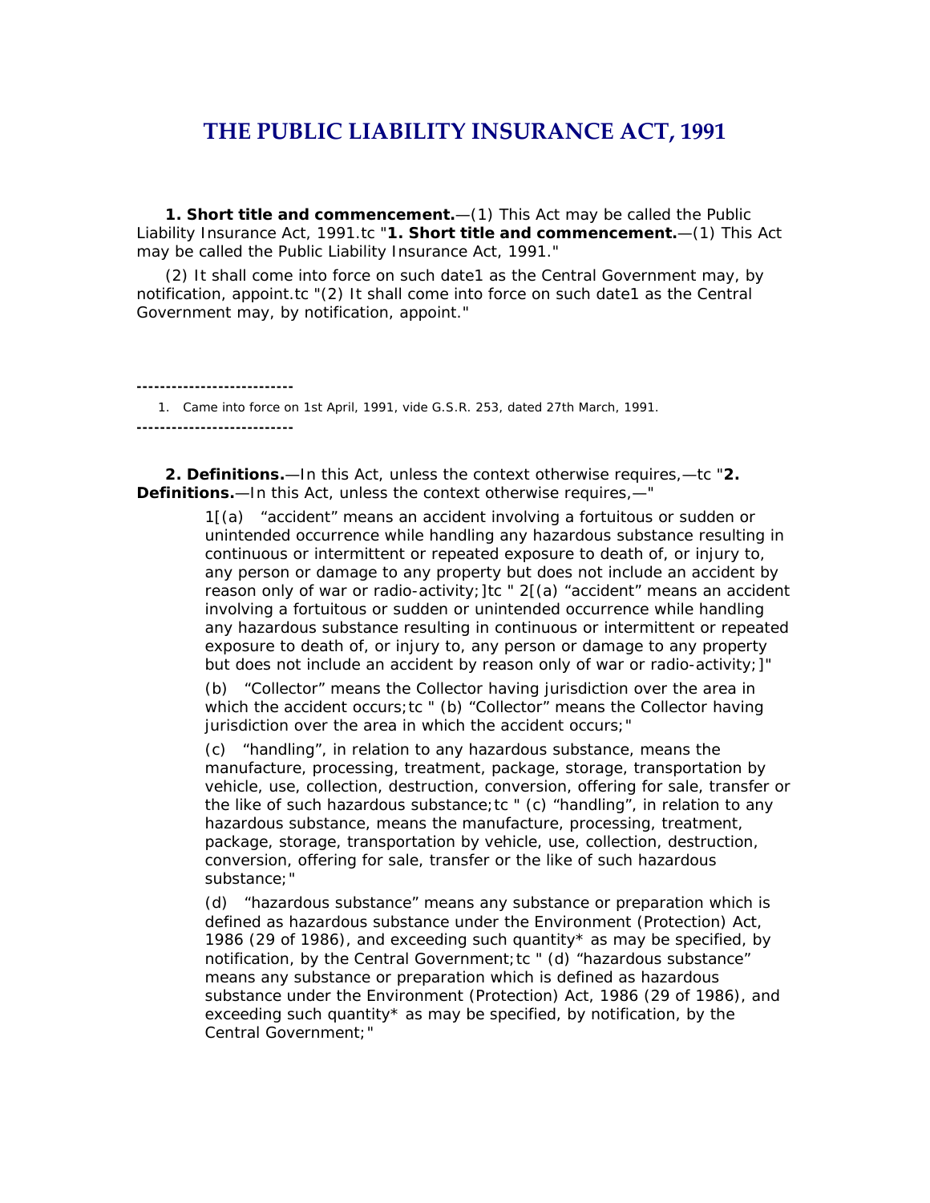# THE PUBLIC LIABILITY INSURANCE ACT, 1991

**1. Short title and commencement.**—(1) This Act may be called the Public Liability Insurance Act, 1991.tc "**1. Short title and commencement.**—(1) This Act may be called the Public Liability Insurance Act, 1991."

(2) It shall come into force on such date1 as the Central Government may, by notification, appoint.tc "(2) It shall come into force on such date1 as the Central Government may, by notification, appoint."

---

1. Came into force on 1st April, 1991, vide G.S.R. 253, dated 27th March, 1991.

---

**2. Definitions.**—In this Act, unless the context otherwise requires,—tc "**2. Definitions.**—In this Act, unless the context otherwise requires,—"

1[(a) "accident" means an accident involving a fortuitous or sudden or unintended occurrence while handling any hazardous substance resulting in continuous or intermittent or repeated exposure to death of, or injury to, any person or damage to any property but does not include an accident by reason only of war or radio-activity;]tc " 2[(a) "accident" means an accident involving a fortuitous or sudden or unintended occurrence while handling any hazardous substance resulting in continuous or intermittent or repeated exposure to death of, or injury to, any person or damage to any property but does not include an accident by reason only of war or radio-activity;]"

(b) "Collector" means the Collector having jurisdiction over the area in which the accident occurs;tc " (b) "Collector" means the Collector having jurisdiction over the area in which the accident occurs;"

(c) "handling", in relation to any hazardous substance, means the manufacture, processing, treatment, package, storage, transportation by vehicle, use, collection, destruction, conversion, offering for sale, transfer or the like of such hazardous substance;tc " (c) "handling", in relation to any hazardous substance, means the manufacture, processing, treatment, package, storage, transportation by vehicle, use, collection, destruction, conversion, offering for sale, transfer or the like of such hazardous substance;"

(d) "hazardous substance" means any substance or preparation which is defined as hazardous substance under the Environment (Protection) Act, 1986 (29 of 1986), and exceeding such quantity* as may be specified, by notification, by the Central Government;tc " (d) "hazardous substance" means any substance or preparation which is defined as hazardous substance under the Environment (Protection) Act, 1986 (29 of 1986), and exceeding such quantity* as may be specified, by notification, by the Central Government;"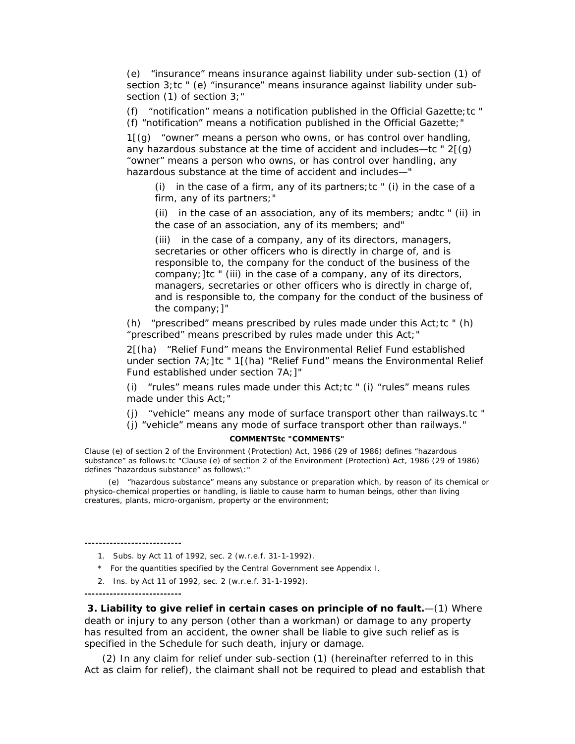(e) "insurance" means insurance against liability under sub-section (1) of section 3;tc " (e) "insurance" means insurance against liability under sub-section (1) of section 3;"

(f) "notification" means a notification published in the Official Gazette;tc " (f) "notification" means a notification published in the Official Gazette;"

1[(g) "owner" means a person who owns, or has control over handling, any hazardous substance at the time of accident and includes—tc " 2[(g) "owner" means a person who owns, or has control over handling, any hazardous substance at the time of accident and includes—"

> (i) in the case of a firm, any of its partners;tc " (i) in the case of a firm, any of its partners;"
>
> (ii) in the case of an association, any of its members; andtc " (ii) in the case of an association, any of its members; and"
>
> (iii) in the case of a company, any of its directors, managers, secretaries or other officers who is directly in charge of, and is responsible to, the company for the conduct of the business of the company;]tc " (iii) in the case of a company, any of its directors, managers, secretaries or other officers who is directly in charge of, and is responsible to, the company for the conduct of the business of the company;]"

(h) "prescribed" means prescribed by rules made under this Act;tc " (h) "prescribed" means prescribed by rules made under this Act;"

2[(ha) "Relief Fund" means the Environmental Relief Fund established under section 7A;]tc " 1[(ha) "Relief Fund" means the Environmental Relief Fund established under section 7A;]"

(i) "rules" means rules made under this Act;tc " (i) "rules" means rules made under this Act;"

(j) "vehicle" means any mode of surface transport other than railways.tc " (j) "vehicle" means any mode of surface transport other than railways."

**COMMENTStc "COMMENTS"**

Clause (e) of section 2 of the Environment (Protection) Act, 1986 (29 of 1986) defines "hazardous substance" as follows:tc "Clause (e) of section 2 of the Environment (Protection) Act, 1986 (29 of 1986) defines "hazardous substance" as follows\:"

(e) "hazardous substance" means any substance or preparation which, by reason of its chemical or physico-chemical properties or handling, is liable to cause harm to human beings, other than living creatures, plants, micro-organism, property or the environment;

---

1. Subs. by Act 11 of 1992, sec. 2 (w.r.e.f. 31-1-1992).

\* For the quantities specified by the Central Government see Appendix I.

2. Ins. by Act 11 of 1992, sec. 2 (w.r.e.f. 31-1-1992).

---

**3. Liability to give relief in certain cases on principle of no fault.**—(1) Where death or injury to any person (other than a workman) or damage to any property has resulted from an accident, the owner shall be liable to give such relief as is specified in the Schedule for such death, injury or damage.

(2) In any claim for relief under sub-section (1) (hereinafter referred to in this Act as claim for relief), the claimant shall not be required to plead and establish that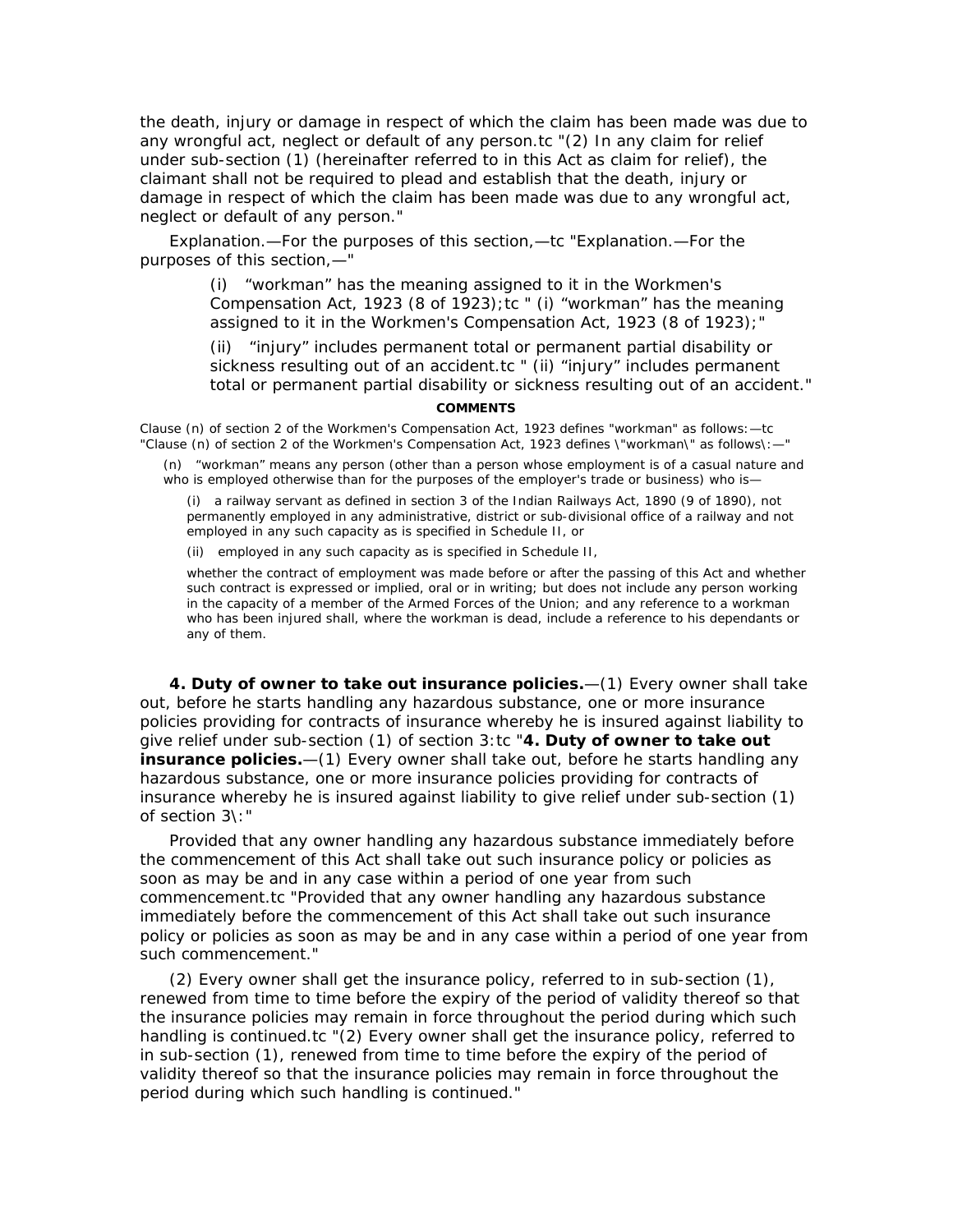the death, injury or damage in respect of which the claim has been made was due to any wrongful act, neglect or default of any person.tc "(2) In any claim for relief under sub-section (1) (hereinafter referred to in this Act as claim for relief), the claimant shall not be required to plead and establish that the death, injury or damage in respect of which the claim has been made was due to any wrongful act, neglect or default of any person."

Explanation.—For the purposes of this section,—tc "Explanation.—For the purposes of this section,—"

> (i) "workman" has the meaning assigned to it in the Workmen's Compensation Act, 1923 (8 of 1923);tc " (i) "workman" has the meaning assigned to it in the Workmen's Compensation Act, 1923 (8 of 1923);"
>
> (ii) "injury" includes permanent total or permanent partial disability or sickness resulting out of an accident.tc " (ii) "injury" includes permanent total or permanent partial disability or sickness resulting out of an accident."

**COMMENTS**

Clause (n) of section 2 of the Workmen's Compensation Act, 1923 defines "workman" as follows:—tc "Clause (n) of section 2 of the Workmen's Compensation Act, 1923 defines \"workman\" as follows\:—"

> (n) "workman" means any person (other than a person whose employment is of a casual nature and who is employed otherwise than for the purposes of the employer's trade or business) who is—
>
> (i) a railway servant as defined in section 3 of the Indian Railways Act, 1890 (9 of 1890), not permanently employed in any administrative, district or sub-divisional office of a railway and not employed in any such capacity as is specified in Schedule II, or
>
> (ii) employed in any such capacity as is specified in Schedule II,
>
> whether the contract of employment was made before or after the passing of this Act and whether such contract is expressed or implied, oral or in writing; but does not include any person working in the capacity of a member of the Armed Forces of the Union; and any reference to a workman who has been injured shall, where the workman is dead, include a reference to his dependants or any of them.

**4. Duty of owner to take out insurance policies.**—(1) Every owner shall take out, before he starts handling any hazardous substance, one or more insurance policies providing for contracts of insurance whereby he is insured against liability to give relief under sub-section (1) of section 3:tc "**4. Duty of owner to take out insurance policies.**—(1) Every owner shall take out, before he starts handling any hazardous substance, one or more insurance policies providing for contracts of insurance whereby he is insured against liability to give relief under sub-section (1) of section 3\:"

Provided that any owner handling any hazardous substance immediately before the commencement of this Act shall take out such insurance policy or policies as soon as may be and in any case within a period of one year from such commencement.tc "Provided that any owner handling any hazardous substance immediately before the commencement of this Act shall take out such insurance policy or policies as soon as may be and in any case within a period of one year from such commencement."

(2) Every owner shall get the insurance policy, referred to in sub-section (1), renewed from time to time before the expiry of the period of validity thereof so that the insurance policies may remain in force throughout the period during which such handling is continued.tc "(2) Every owner shall get the insurance policy, referred to in sub-section (1), renewed from time to time before the expiry of the period of validity thereof so that the insurance policies may remain in force throughout the period during which such handling is continued."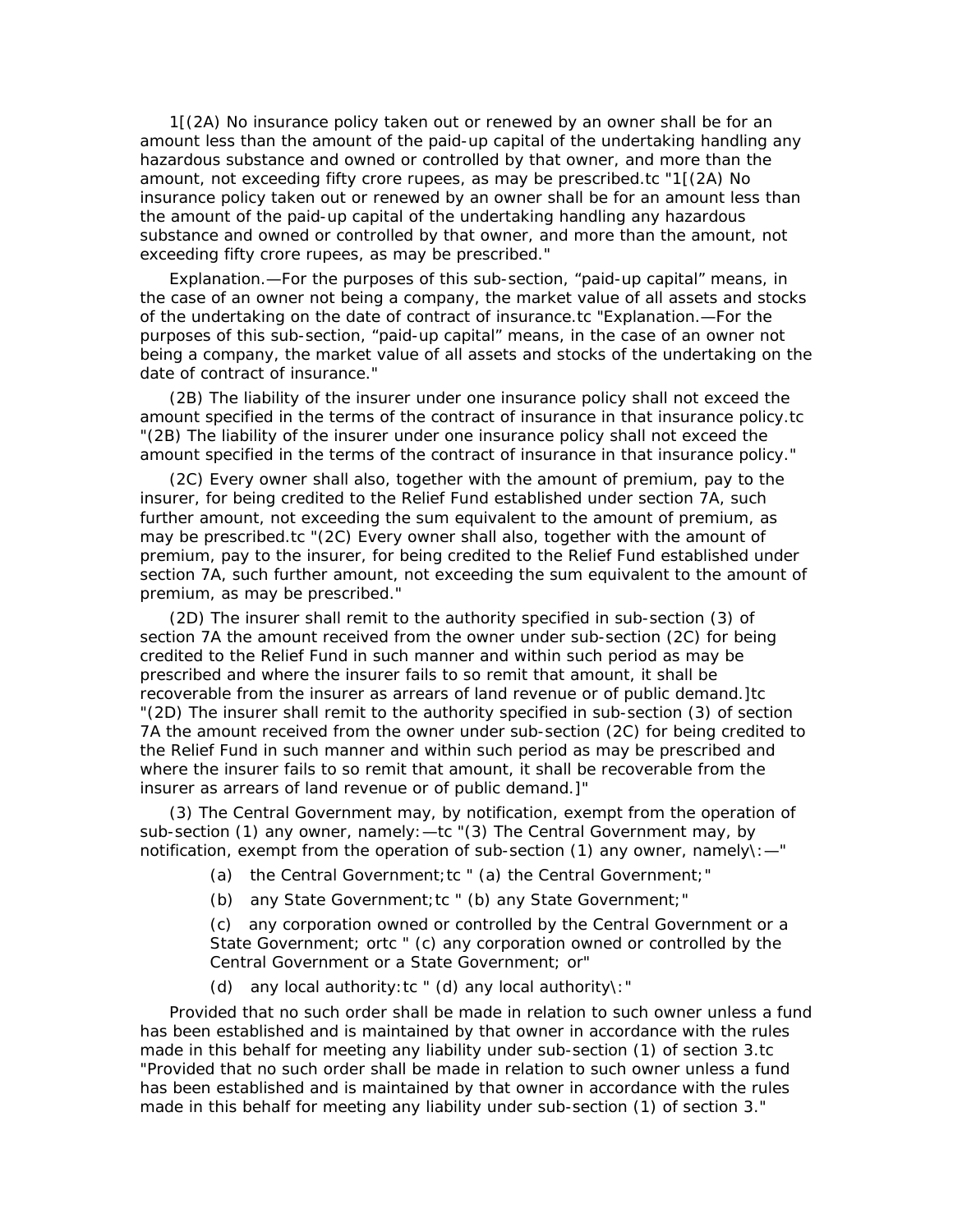1[(2A) No insurance policy taken out or renewed by an owner shall be for an amount less than the amount of the paid-up capital of the undertaking handling any hazardous substance and owned or controlled by that owner, and more than the amount, not exceeding fifty crore rupees, as may be prescribed.tc "1[(2A) No insurance policy taken out or renewed by an owner shall be for an amount less than the amount of the paid-up capital of the undertaking handling any hazardous substance and owned or controlled by that owner, and more than the amount, not exceeding fifty crore rupees, as may be prescribed."

Explanation.—For the purposes of this sub-section, "paid-up capital" means, in the case of an owner not being a company, the market value of all assets and stocks of the undertaking on the date of contract of insurance.tc "Explanation.—For the purposes of this sub-section, "paid-up capital" means, in the case of an owner not being a company, the market value of all assets and stocks of the undertaking on the date of contract of insurance."

(2B) The liability of the insurer under one insurance policy shall not exceed the amount specified in the terms of the contract of insurance in that insurance policy.tc "(2B) The liability of the insurer under one insurance policy shall not exceed the amount specified in the terms of the contract of insurance in that insurance policy."

(2C) Every owner shall also, together with the amount of premium, pay to the insurer, for being credited to the Relief Fund established under section 7A, such further amount, not exceeding the sum equivalent to the amount of premium, as may be prescribed.tc "(2C) Every owner shall also, together with the amount of premium, pay to the insurer, for being credited to the Relief Fund established under section 7A, such further amount, not exceeding the sum equivalent to the amount of premium, as may be prescribed."

(2D) The insurer shall remit to the authority specified in sub-section (3) of section 7A the amount received from the owner under sub-section (2C) for being credited to the Relief Fund in such manner and within such period as may be prescribed and where the insurer fails to so remit that amount, it shall be recoverable from the insurer as arrears of land revenue or of public demand.]tc "(2D) The insurer shall remit to the authority specified in sub-section (3) of section 7A the amount received from the owner under sub-section (2C) for being credited to the Relief Fund in such manner and within such period as may be prescribed and where the insurer fails to so remit that amount, it shall be recoverable from the insurer as arrears of land revenue or of public demand.]"

(3) The Central Government may, by notification, exempt from the operation of sub-section (1) any owner, namely:—tc "(3) The Central Government may, by notification, exempt from the operation of sub-section (1) any owner, namely\:—"

(a) the Central Government;tc " (a) the Central Government;"

(b) any State Government;tc " (b) any State Government;"

(c) any corporation owned or controlled by the Central Government or a State Government; ortc " (c) any corporation owned or controlled by the Central Government or a State Government; or"

(d) any local authority:tc " (d) any local authority\:"

Provided that no such order shall be made in relation to such owner unless a fund has been established and is maintained by that owner in accordance with the rules made in this behalf for meeting any liability under sub-section (1) of section 3.tc "Provided that no such order shall be made in relation to such owner unless a fund has been established and is maintained by that owner in accordance with the rules made in this behalf for meeting any liability under sub-section (1) of section 3."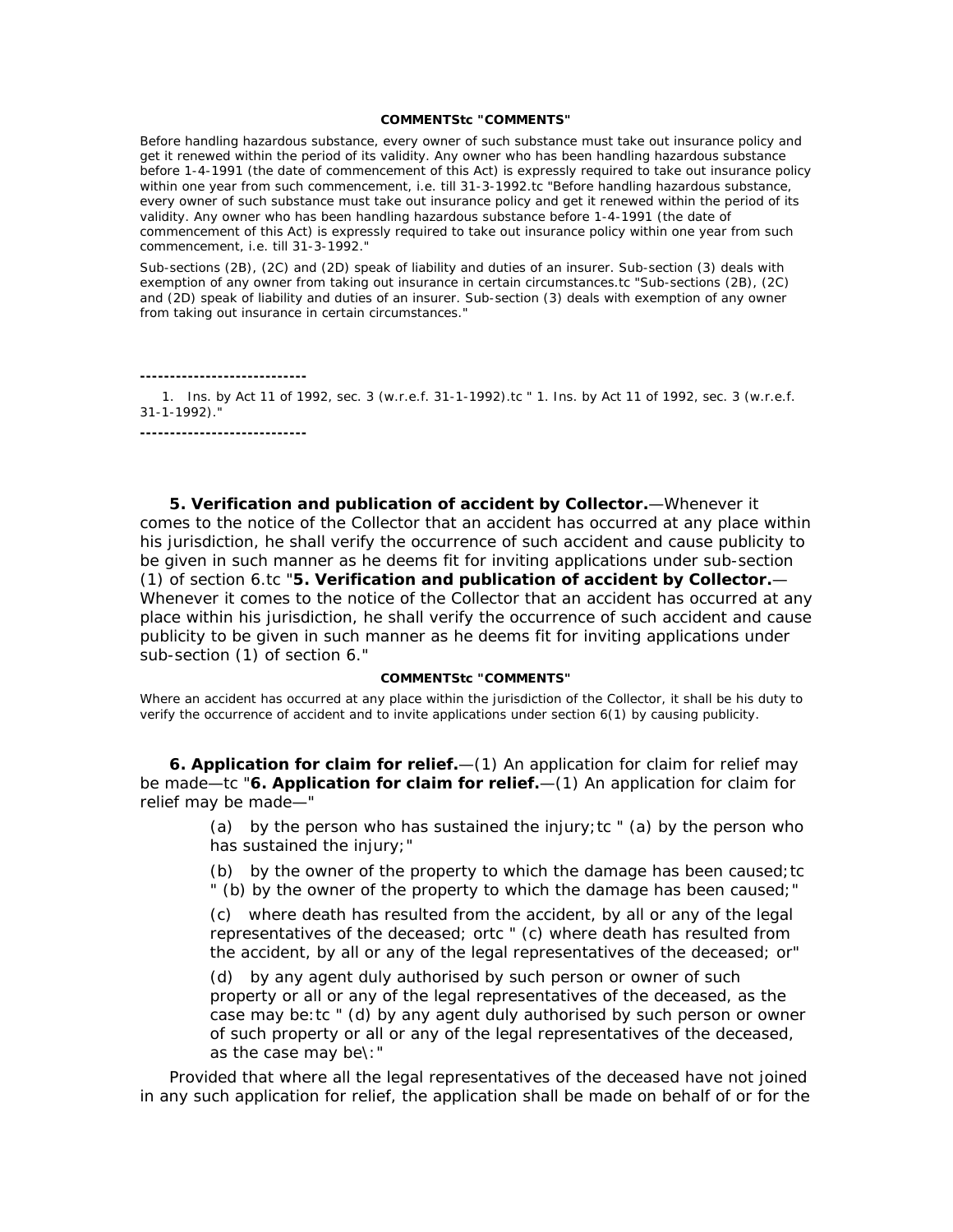**COMMENTStc "COMMENTS"**

Before handling hazardous substance, every owner of such substance must take out insurance policy and get it renewed within the period of its validity. Any owner who has been handling hazardous substance before 1-4-1991 (the date of commencement of this Act) is expressly required to take out insurance policy within one year from such commencement, i.e. till 31-3-1992.tc "Before handling hazardous substance, every owner of such substance must take out insurance policy and get it renewed within the period of its validity. Any owner who has been handling hazardous substance before 1-4-1991 (the date of commencement of this Act) is expressly required to take out insurance policy within one year from such commencement, i.e. till 31-3-1992."

Sub-sections (2B), (2C) and (2D) speak of liability and duties of an insurer. Sub-section (3) deals with exemption of any owner from taking out insurance in certain circumstances.tc "Sub-sections (2B), (2C) and (2D) speak of liability and duties of an insurer. Sub-section (3) deals with exemption of any owner from taking out insurance in certain circumstances."

----------------------------

1. Ins. by Act 11 of 1992, sec. 3 (w.r.e.f. 31-1-1992).tc " 1. Ins. by Act 11 of 1992, sec. 3 (w.r.e.f. 31-1-1992)."

----------------------------

**5. Verification and publication of accident by Collector.**—Whenever it comes to the notice of the Collector that an accident has occurred at any place within his jurisdiction, he shall verify the occurrence of such accident and cause publicity to be given in such manner as he deems fit for inviting applications under sub-section (1) of section 6.tc "**5. Verification and publication of accident by Collector.**—Whenever it comes to the notice of the Collector that an accident has occurred at any place within his jurisdiction, he shall verify the occurrence of such accident and cause publicity to be given in such manner as he deems fit for inviting applications under sub-section (1) of section 6."

**COMMENTStc "COMMENTS"**

Where an accident has occurred at any place within the jurisdiction of the Collector, it shall be his duty to verify the occurrence of accident and to invite applications under section 6(1) by causing publicity.

**6. Application for claim for relief.**—(1) An application for claim for relief may be made—tc "**6. Application for claim for relief.**—(1) An application for claim for relief may be made—"

(a) by the person who has sustained the injury;tc " (a) by the person who has sustained the injury;"

(b) by the owner of the property to which the damage has been caused;tc " (b) by the owner of the property to which the damage has been caused;"

(c) where death has resulted from the accident, by all or any of the legal representatives of the deceased; ortc " (c) where death has resulted from the accident, by all or any of the legal representatives of the deceased; or"

(d) by any agent duly authorised by such person or owner of such property or all or any of the legal representatives of the deceased, as the case may be:tc " (d) by any agent duly authorised by such person or owner of such property or all or any of the legal representatives of the deceased, as the case may be\:"

Provided that where all the legal representatives of the deceased have not joined in any such application for relief, the application shall be made on behalf of or for the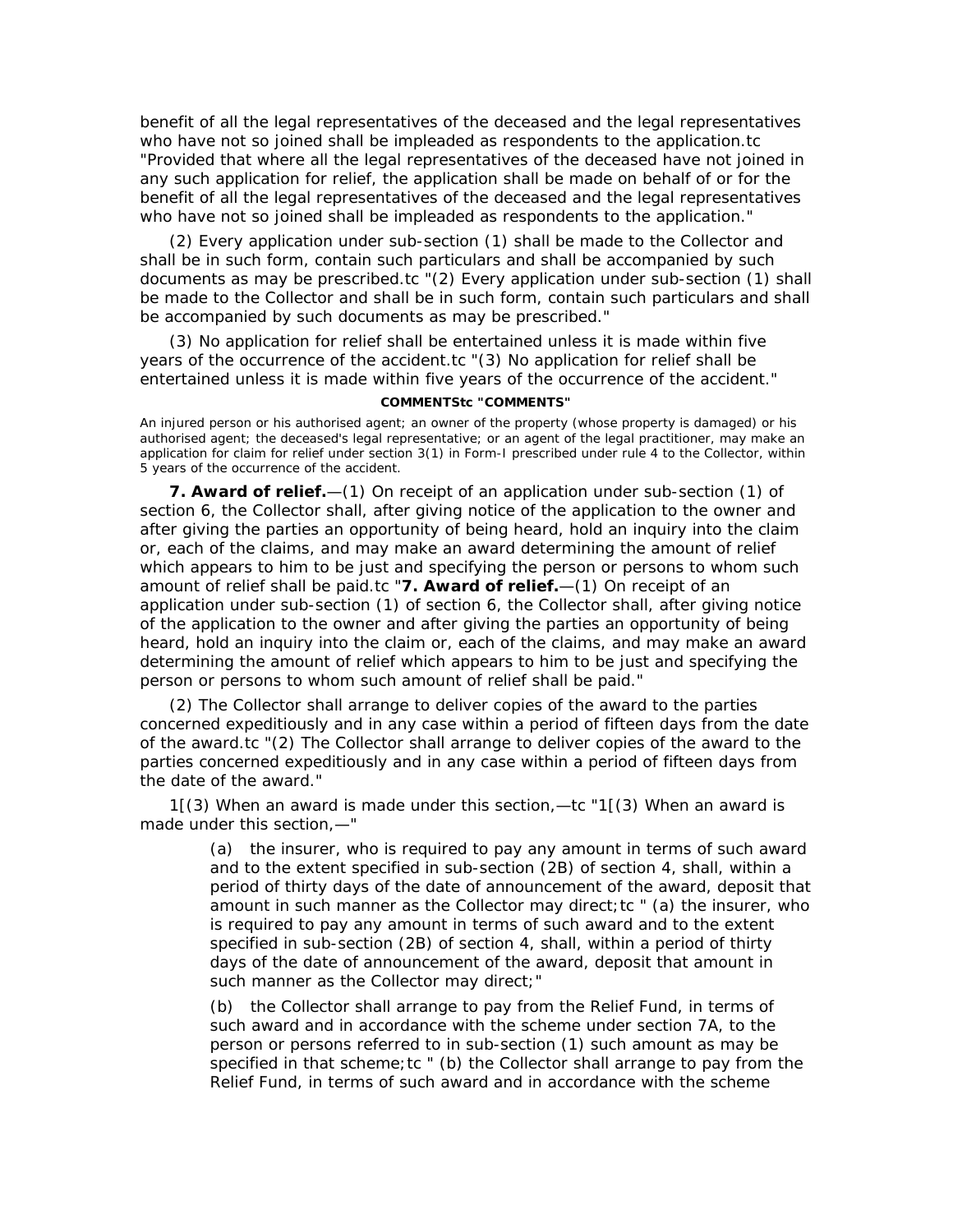benefit of all the legal representatives of the deceased and the legal representatives who have not so joined shall be impleaded as respondents to the application.tc "Provided that where all the legal representatives of the deceased have not joined in any such application for relief, the application shall be made on behalf of or for the benefit of all the legal representatives of the deceased and the legal representatives who have not so joined shall be impleaded as respondents to the application."

(2) Every application under sub-section (1) shall be made to the Collector and shall be in such form, contain such particulars and shall be accompanied by such documents as may be prescribed.tc "(2) Every application under sub-section (1) shall be made to the Collector and shall be in such form, contain such particulars and shall be accompanied by such documents as may be prescribed."

(3) No application for relief shall be entertained unless it is made within five years of the occurrence of the accident.tc "(3) No application for relief shall be entertained unless it is made within five years of the occurrence of the accident."

**COMMENTStc "COMMENTS"**

An injured person or his authorised agent; an owner of the property (whose property is damaged) or his authorised agent; the deceased's legal representative; or an agent of the legal practitioner, may make an application for claim for relief under section 3(1) in Form-I prescribed under rule 4 to the Collector, within 5 years of the occurrence of the accident.

**7. Award of relief.**—(1) On receipt of an application under sub-section (1) of section 6, the Collector shall, after giving notice of the application to the owner and after giving the parties an opportunity of being heard, hold an inquiry into the claim or, each of the claims, and may make an award determining the amount of relief which appears to him to be just and specifying the person or persons to whom such amount of relief shall be paid.tc "**7. Award of relief.**—(1) On receipt of an application under sub-section (1) of section 6, the Collector shall, after giving notice of the application to the owner and after giving the parties an opportunity of being heard, hold an inquiry into the claim or, each of the claims, and may make an award determining the amount of relief which appears to him to be just and specifying the person or persons to whom such amount of relief shall be paid."

(2) The Collector shall arrange to deliver copies of the award to the parties concerned expeditiously and in any case within a period of fifteen days from the date of the award.tc "(2) The Collector shall arrange to deliver copies of the award to the parties concerned expeditiously and in any case within a period of fifteen days from the date of the award."

1[(3) When an award is made under this section,—tc "1[(3) When an award is made under this section,—"

(a) the insurer, who is required to pay any amount in terms of such award and to the extent specified in sub-section (2B) of section 4, shall, within a period of thirty days of the date of announcement of the award, deposit that amount in such manner as the Collector may direct;tc " (a) the insurer, who is required to pay any amount in terms of such award and to the extent specified in sub-section (2B) of section 4, shall, within a period of thirty days of the date of announcement of the award, deposit that amount in such manner as the Collector may direct;"

(b) the Collector shall arrange to pay from the Relief Fund, in terms of such award and in accordance with the scheme under section 7A, to the person or persons referred to in sub-section (1) such amount as may be specified in that scheme;tc " (b) the Collector shall arrange to pay from the Relief Fund, in terms of such award and in accordance with the scheme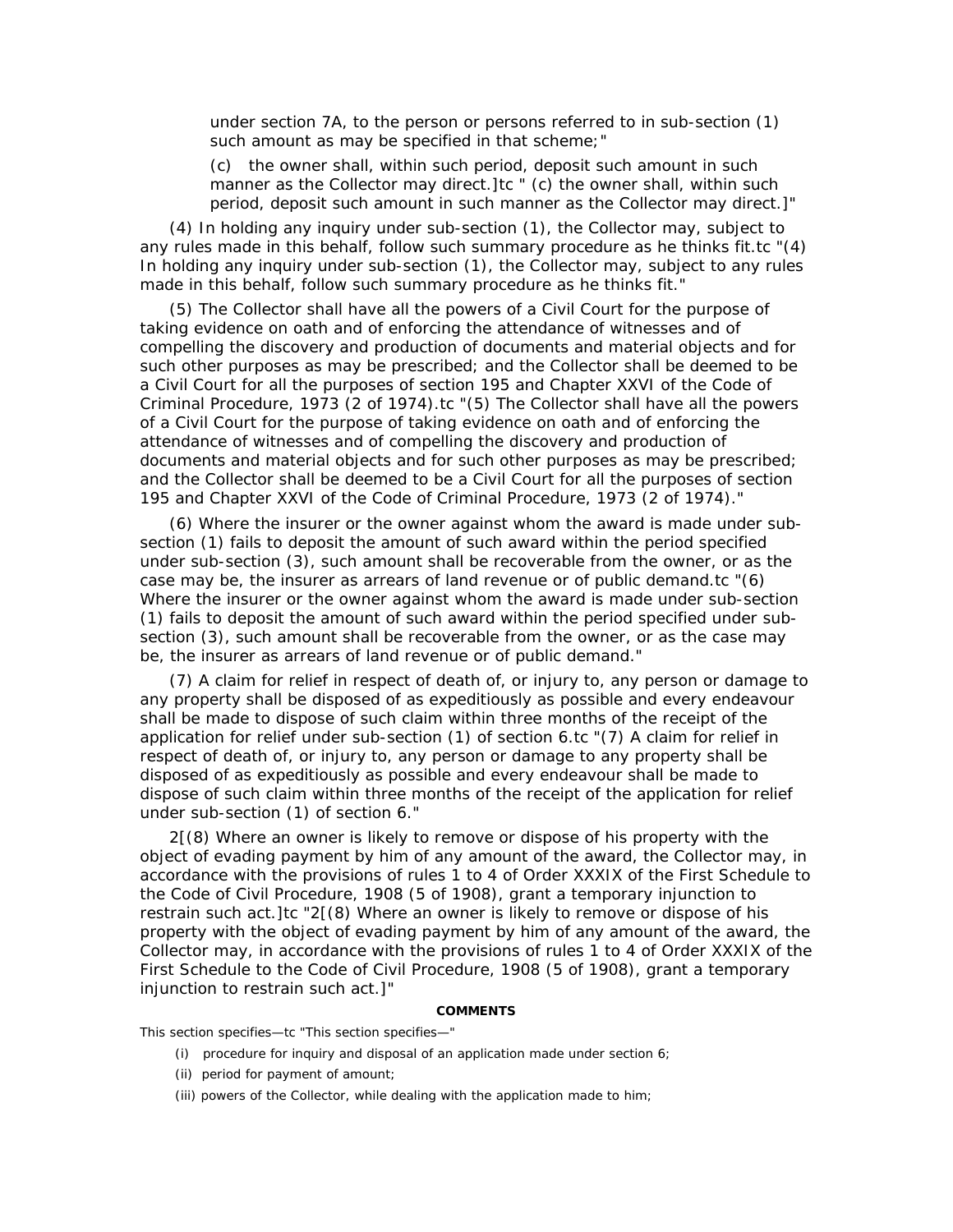under section 7A, to the person or persons referred to in sub-section (1) such amount as may be specified in that scheme;"

(c) the owner shall, within such period, deposit such amount in such manner as the Collector may direct.]tc " (c) the owner shall, within such period, deposit such amount in such manner as the Collector may direct.]"

(4) In holding any inquiry under sub-section (1), the Collector may, subject to any rules made in this behalf, follow such summary procedure as he thinks fit.tc "(4) In holding any inquiry under sub-section (1), the Collector may, subject to any rules made in this behalf, follow such summary procedure as he thinks fit."

(5) The Collector shall have all the powers of a Civil Court for the purpose of taking evidence on oath and of enforcing the attendance of witnesses and of compelling the discovery and production of documents and material objects and for such other purposes as may be prescribed; and the Collector shall be deemed to be a Civil Court for all the purposes of section 195 and Chapter XXVI of the Code of Criminal Procedure, 1973 (2 of 1974).tc "(5) The Collector shall have all the powers of a Civil Court for the purpose of taking evidence on oath and of enforcing the attendance of witnesses and of compelling the discovery and production of documents and material objects and for such other purposes as may be prescribed; and the Collector shall be deemed to be a Civil Court for all the purposes of section 195 and Chapter XXVI of the Code of Criminal Procedure, 1973 (2 of 1974)."

(6) Where the insurer or the owner against whom the award is made under sub-section (1) fails to deposit the amount of such award within the period specified under sub-section (3), such amount shall be recoverable from the owner, or as the case may be, the insurer as arrears of land revenue or of public demand.tc "(6) Where the insurer or the owner against whom the award is made under sub-section (1) fails to deposit the amount of such award within the period specified under sub-section (3), such amount shall be recoverable from the owner, or as the case may be, the insurer as arrears of land revenue or of public demand."

(7) A claim for relief in respect of death of, or injury to, any person or damage to any property shall be disposed of as expeditiously as possible and every endeavour shall be made to dispose of such claim within three months of the receipt of the application for relief under sub-section (1) of section 6.tc "(7) A claim for relief in respect of death of, or injury to, any person or damage to any property shall be disposed of as expeditiously as possible and every endeavour shall be made to dispose of such claim within three months of the receipt of the application for relief under sub-section (1) of section 6."

2[(8) Where an owner is likely to remove or dispose of his property with the object of evading payment by him of any amount of the award, the Collector may, in accordance with the provisions of rules 1 to 4 of Order XXXIX of the First Schedule to the Code of Civil Procedure, 1908 (5 of 1908), grant a temporary injunction to restrain such act.]tc "2[(8) Where an owner is likely to remove or dispose of his property with the object of evading payment by him of any amount of the award, the Collector may, in accordance with the provisions of rules 1 to 4 of Order XXXIX of the First Schedule to the Code of Civil Procedure, 1908 (5 of 1908), grant a temporary injunction to restrain such act.]"

**COMMENTS**

This section specifies—tc "This section specifies—"

(i) procedure for inquiry and disposal of an application made under section 6;

(ii) period for payment of amount;

(iii) powers of the Collector, while dealing with the application made to him;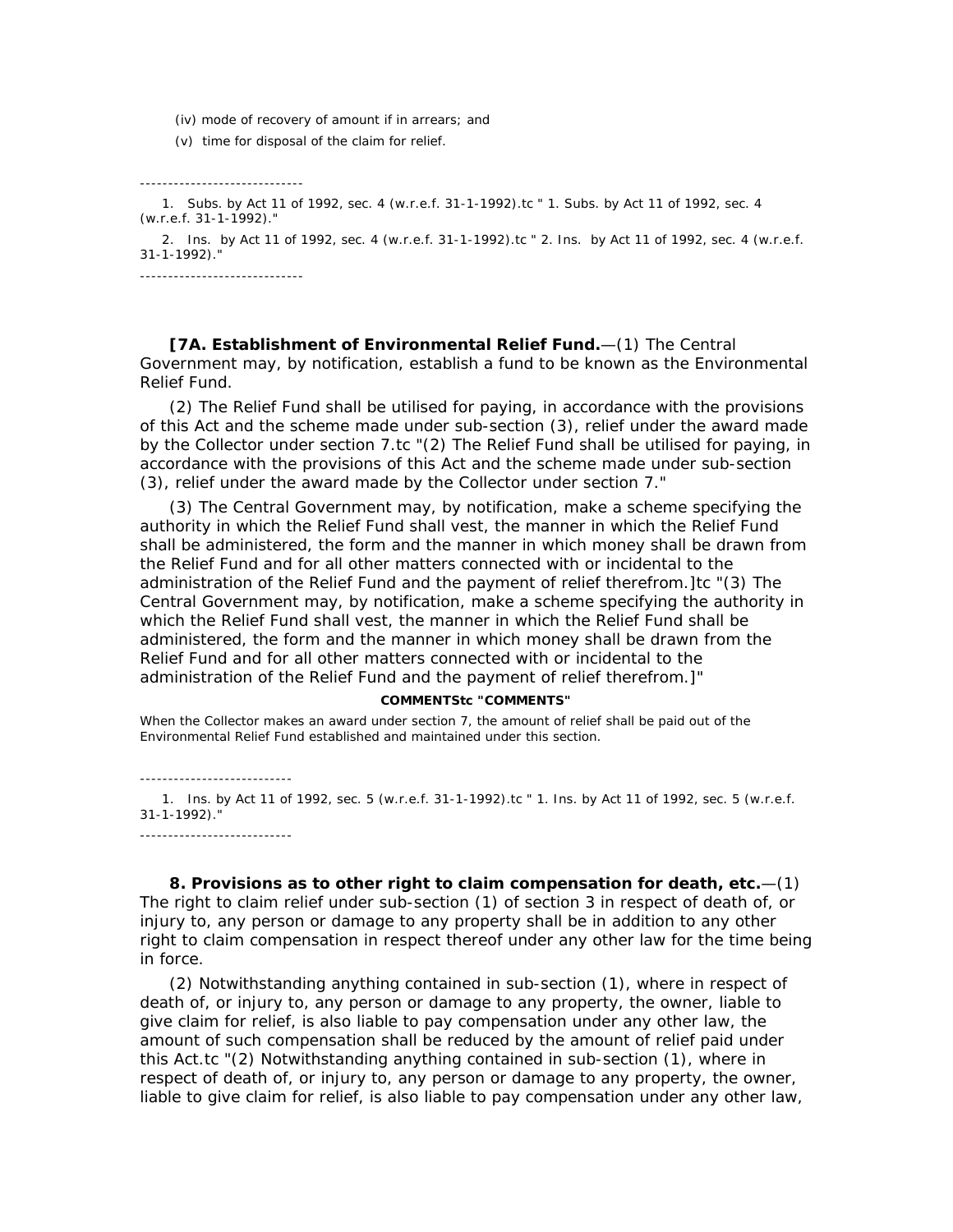(iv) mode of recovery of amount if in arrears; and

(v) time for disposal of the claim for relief.

-----------------------------

1. Subs. by Act 11 of 1992, sec. 4 (w.r.e.f. 31-1-1992).tc " 1. Subs. by Act 11 of 1992, sec. 4 (w.r.e.f. 31-1-1992)."

2. Ins. by Act 11 of 1992, sec. 4 (w.r.e.f. 31-1-1992).tc " 2. Ins. by Act 11 of 1992, sec. 4 (w.r.e.f. 31-1-1992)."

-----------------------------

**[7A. Establishment of Environmental Relief Fund.**—(1) The Central Government may, by notification, establish a fund to be known as the Environmental Relief Fund.

(2) The Relief Fund shall be utilised for paying, in accordance with the provisions of this Act and the scheme made under sub-section (3), relief under the award made by the Collector under section 7.tc "(2) The Relief Fund shall be utilised for paying, in accordance with the provisions of this Act and the scheme made under sub-section (3), relief under the award made by the Collector under section 7."

(3) The Central Government may, by notification, make a scheme specifying the authority in which the Relief Fund shall vest, the manner in which the Relief Fund shall be administered, the form and the manner in which money shall be drawn from the Relief Fund and for all other matters connected with or incidental to the administration of the Relief Fund and the payment of relief therefrom.]tc "(3) The Central Government may, by notification, make a scheme specifying the authority in which the Relief Fund shall vest, the manner in which the Relief Fund shall be administered, the form and the manner in which money shall be drawn from the Relief Fund and for all other matters connected with or incidental to the administration of the Relief Fund and the payment of relief therefrom.]"

**COMMENTStc "COMMENTS"**

When the Collector makes an award under section 7, the amount of relief shall be paid out of the Environmental Relief Fund established and maintained under this section.

---------------------------

1. Ins. by Act 11 of 1992, sec. 5 (w.r.e.f. 31-1-1992).tc " 1. Ins. by Act 11 of 1992, sec. 5 (w.r.e.f. 31-1-1992)."

---------------------------

**8. Provisions as to other right to claim compensation for death, etc.**—(1) The right to claim relief under sub-section (1) of section 3 in respect of death of, or injury to, any person or damage to any property shall be in addition to any other right to claim compensation in respect thereof under any other law for the time being in force.

(2) Notwithstanding anything contained in sub-section (1), where in respect of death of, or injury to, any person or damage to any property, the owner, liable to give claim for relief, is also liable to pay compensation under any other law, the amount of such compensation shall be reduced by the amount of relief paid under this Act.tc "(2) Notwithstanding anything contained in sub-section (1), where in respect of death of, or injury to, any person or damage to any property, the owner, liable to give claim for relief, is also liable to pay compensation under any other law,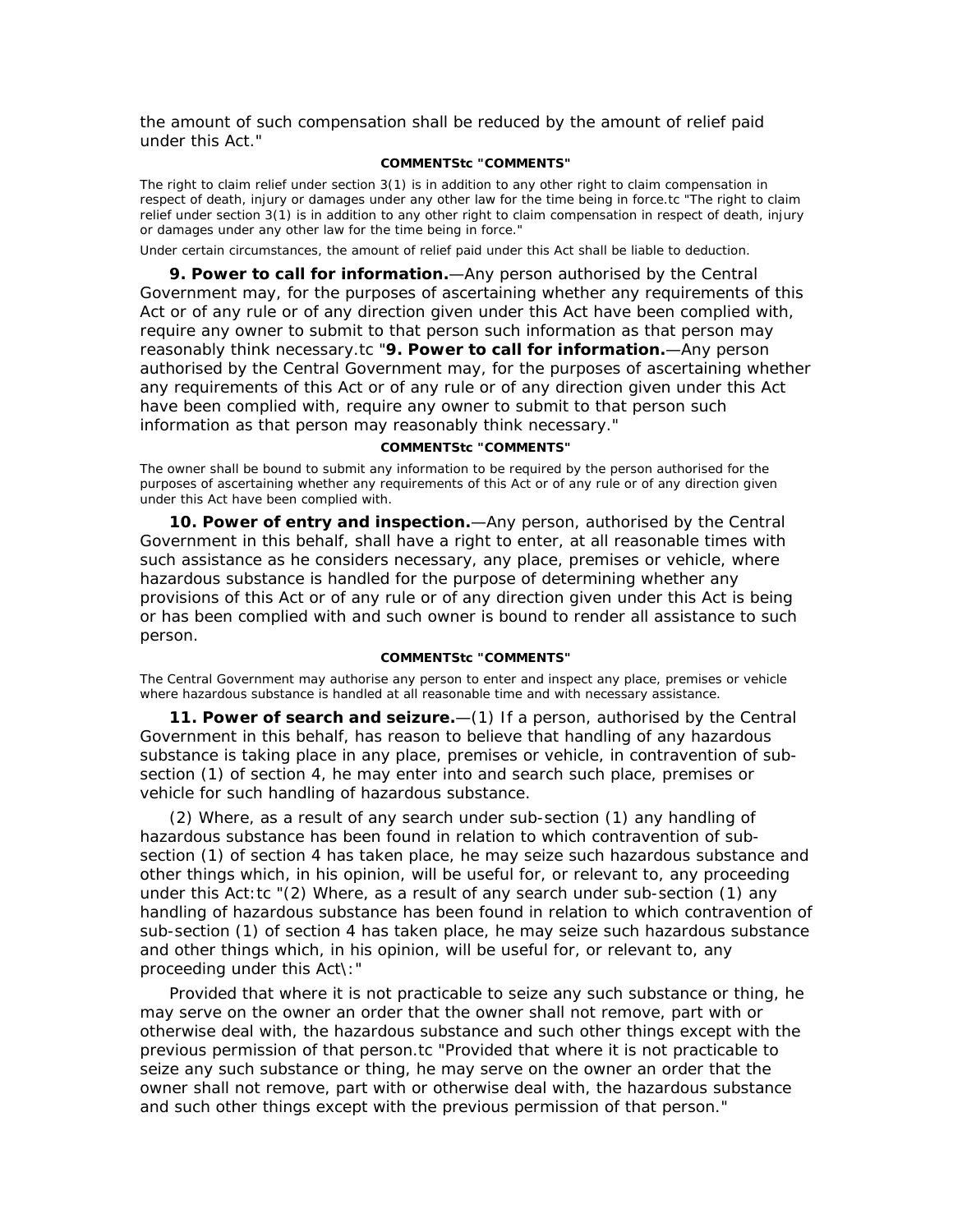the amount of such compensation shall be reduced by the amount of relief paid under this Act."

**COMMENTStc "COMMENTS"**

The right to claim relief under section 3(1) is in addition to any other right to claim compensation in respect of death, injury or damages under any other law for the time being in force.tc "The right to claim relief under section 3(1) is in addition to any other right to claim compensation in respect of death, injury or damages under any other law for the time being in force."

Under certain circumstances, the amount of relief paid under this Act shall be liable to deduction.

**9. Power to call for information.**—Any person authorised by the Central Government may, for the purposes of ascertaining whether any requirements of this Act or of any rule or of any direction given under this Act have been complied with, require any owner to submit to that person such information as that person may reasonably think necessary.tc "**9. Power to call for information.**—Any person authorised by the Central Government may, for the purposes of ascertaining whether any requirements of this Act or of any rule or of any direction given under this Act have been complied with, require any owner to submit to that person such information as that person may reasonably think necessary."

**COMMENTStc "COMMENTS"**

The owner shall be bound to submit any information to be required by the person authorised for the purposes of ascertaining whether any requirements of this Act or of any rule or of any direction given under this Act have been complied with.

**10. Power of entry and inspection.**—Any person, authorised by the Central Government in this behalf, shall have a right to enter, at all reasonable times with such assistance as he considers necessary, any place, premises or vehicle, where hazardous substance is handled for the purpose of determining whether any provisions of this Act or of any rule or of any direction given under this Act is being or has been complied with and such owner is bound to render all assistance to such person.

**COMMENTStc "COMMENTS"**

The Central Government may authorise any person to enter and inspect any place, premises or vehicle where hazardous substance is handled at all reasonable time and with necessary assistance.

**11. Power of search and seizure.**—(1) If a person, authorised by the Central Government in this behalf, has reason to believe that handling of any hazardous substance is taking place in any place, premises or vehicle, in contravention of sub-section (1) of section 4, he may enter into and search such place, premises or vehicle for such handling of hazardous substance.

(2) Where, as a result of any search under sub-section (1) any handling of hazardous substance has been found in relation to which contravention of sub-section (1) of section 4 has taken place, he may seize such hazardous substance and other things which, in his opinion, will be useful for, or relevant to, any proceeding under this Act:tc "(2) Where, as a result of any search under sub-section (1) any handling of hazardous substance has been found in relation to which contravention of sub-section (1) of section 4 has taken place, he may seize such hazardous substance and other things which, in his opinion, will be useful for, or relevant to, any proceeding under this Act\:"

Provided that where it is not practicable to seize any such substance or thing, he may serve on the owner an order that the owner shall not remove, part with or otherwise deal with, the hazardous substance and such other things except with the previous permission of that person.tc "Provided that where it is not practicable to seize any such substance or thing, he may serve on the owner an order that the owner shall not remove, part with or otherwise deal with, the hazardous substance and such other things except with the previous permission of that person."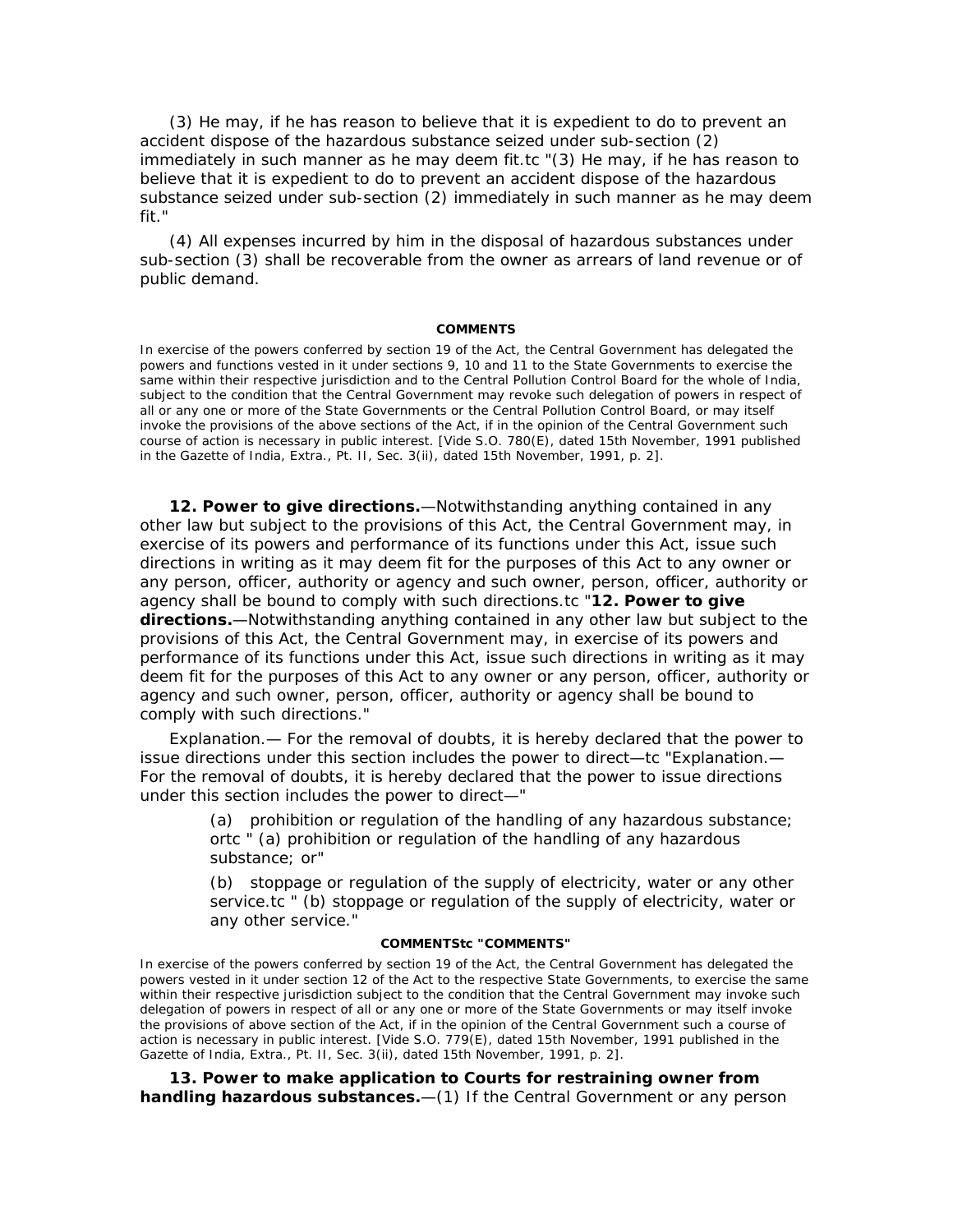(3) He may, if he has reason to believe that it is expedient to do to prevent an accident dispose of the hazardous substance seized under sub-section (2) immediately in such manner as he may deem fit.tc "(3) He may, if he has reason to believe that it is expedient to do to prevent an accident dispose of the hazardous substance seized under sub-section (2) immediately in such manner as he may deem fit."

(4) All expenses incurred by him in the disposal of hazardous substances under sub-section (3) shall be recoverable from the owner as arrears of land revenue or of public demand.

**COMMENTS**

In exercise of the powers conferred by section 19 of the Act, the Central Government has delegated the powers and functions vested in it under sections 9, 10 and 11 to the State Governments to exercise the same within their respective jurisdiction and to the Central Pollution Control Board for the whole of India, subject to the condition that the Central Government may revoke such delegation of powers in respect of all or any one or more of the State Governments or the Central Pollution Control Board, or may itself invoke the provisions of the above sections of the Act, if in the opinion of the Central Government such course of action is necessary in public interest. [Vide S.O. 780(E), dated 15th November, 1991 published in the Gazette of India, Extra., Pt. II, Sec. 3(ii), dated 15th November, 1991, p. 2].

**12. Power to give directions.**—Notwithstanding anything contained in any other law but subject to the provisions of this Act, the Central Government may, in exercise of its powers and performance of its functions under this Act, issue such directions in writing as it may deem fit for the purposes of this Act to any owner or any person, officer, authority or agency and such owner, person, officer, authority or agency shall be bound to comply with such directions.tc "**12. Power to give directions.**—Notwithstanding anything contained in any other law but subject to the provisions of this Act, the Central Government may, in exercise of its powers and performance of its functions under this Act, issue such directions in writing as it may deem fit for the purposes of this Act to any owner or any person, officer, authority or agency and such owner, person, officer, authority or agency shall be bound to comply with such directions."

Explanation.— For the removal of doubts, it is hereby declared that the power to issue directions under this section includes the power to direct—tc "Explanation.— For the removal of doubts, it is hereby declared that the power to issue directions under this section includes the power to direct—"

(a) prohibition or regulation of the handling of any hazardous substance; ortc " (a) prohibition or regulation of the handling of any hazardous substance; or"

(b) stoppage or regulation of the supply of electricity, water or any other service.tc " (b) stoppage or regulation of the supply of electricity, water or any other service."

**COMMENTStc "COMMENTS"**

In exercise of the powers conferred by section 19 of the Act, the Central Government has delegated the powers vested in it under section 12 of the Act to the respective State Governments, to exercise the same within their respective jurisdiction subject to the condition that the Central Government may invoke such delegation of powers in respect of all or any one or more of the State Governments or may itself invoke the provisions of above section of the Act, if in the opinion of the Central Government such a course of action is necessary in public interest. [Vide S.O. 779(E), dated 15th November, 1991 published in the Gazette of India, Extra., Pt. II, Sec. 3(ii), dated 15th November, 1991, p. 2].

**13. Power to make application to Courts for restraining owner from handling hazardous substances.**—(1) If the Central Government or any person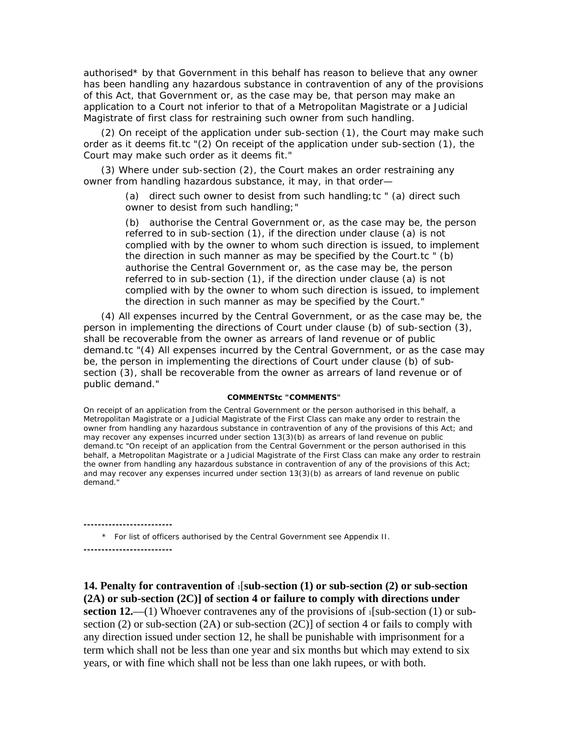authorised* by that Government in this behalf has reason to believe that any owner has been handling any hazardous substance in contravention of any of the provisions of this Act, that Government or, as the case may be, that person may make an application to a Court not inferior to that of a Metropolitan Magistrate or a Judicial Magistrate of first class for restraining such owner from such handling.

(2) On receipt of the application under sub-section (1), the Court may make such order as it deems fit.tc "(2) On receipt of the application under sub-section (1), the Court may make such order as it deems fit."

(3) Where under sub-section (2), the Court makes an order restraining any owner from handling hazardous substance, it may, in that order—

(a) direct such owner to desist from such handling;tc " (a) direct such owner to desist from such handling;"

(b) authorise the Central Government or, as the case may be, the person referred to in sub-section (1), if the direction under clause (a) is not complied with by the owner to whom such direction is issued, to implement the direction in such manner as may be specified by the Court.tc " (b) authorise the Central Government or, as the case may be, the person referred to in sub-section (1), if the direction under clause (a) is not complied with by the owner to whom such direction is issued, to implement the direction in such manner as may be specified by the Court."

(4) All expenses incurred by the Central Government, or as the case may be, the person in implementing the directions of Court under clause (b) of sub-section (3), shall be recoverable from the owner as arrears of land revenue or of public demand.tc "(4) All expenses incurred by the Central Government, or as the case may be, the person in implementing the directions of Court under clause (b) of sub-section (3), shall be recoverable from the owner as arrears of land revenue or of public demand."

**COMMENTStc "COMMENTS"**

On receipt of an application from the Central Government or the person authorised in this behalf, a Metropolitan Magistrate or a Judicial Magistrate of the First Class can make any order to restrain the owner from handling any hazardous substance in contravention of any of the provisions of this Act; and may recover any expenses incurred under section 13(3)(b) as arrears of land revenue on public demand.tc "On receipt of an application from the Central Government or the person authorised in this behalf, a Metropolitan Magistrate or a Judicial Magistrate of the First Class can make any order to restrain the owner from handling any hazardous substance in contravention of any of the provisions of this Act; and may recover any expenses incurred under section 13(3)(b) as arrears of land revenue on public demand."

-------------------------

\* For list of officers authorised by the Central Government see Appendix II.

-------------------------

**14. Penalty for contravention of [1][sub-section (1) or sub-section (2) or sub-section (2A) or sub-section (2C)] of section 4 or failure to comply with directions under section 12.**—(1) Whoever contravenes any of the provisions of [1][sub-section (1) or sub-section (2) or sub-section (2A) or sub-section (2C)] of section 4 or fails to comply with any direction issued under section 12, he shall be punishable with imprisonment for a term which shall not be less than one year and six months but which may extend to six years, or with fine which shall not be less than one lakh rupees, or with both.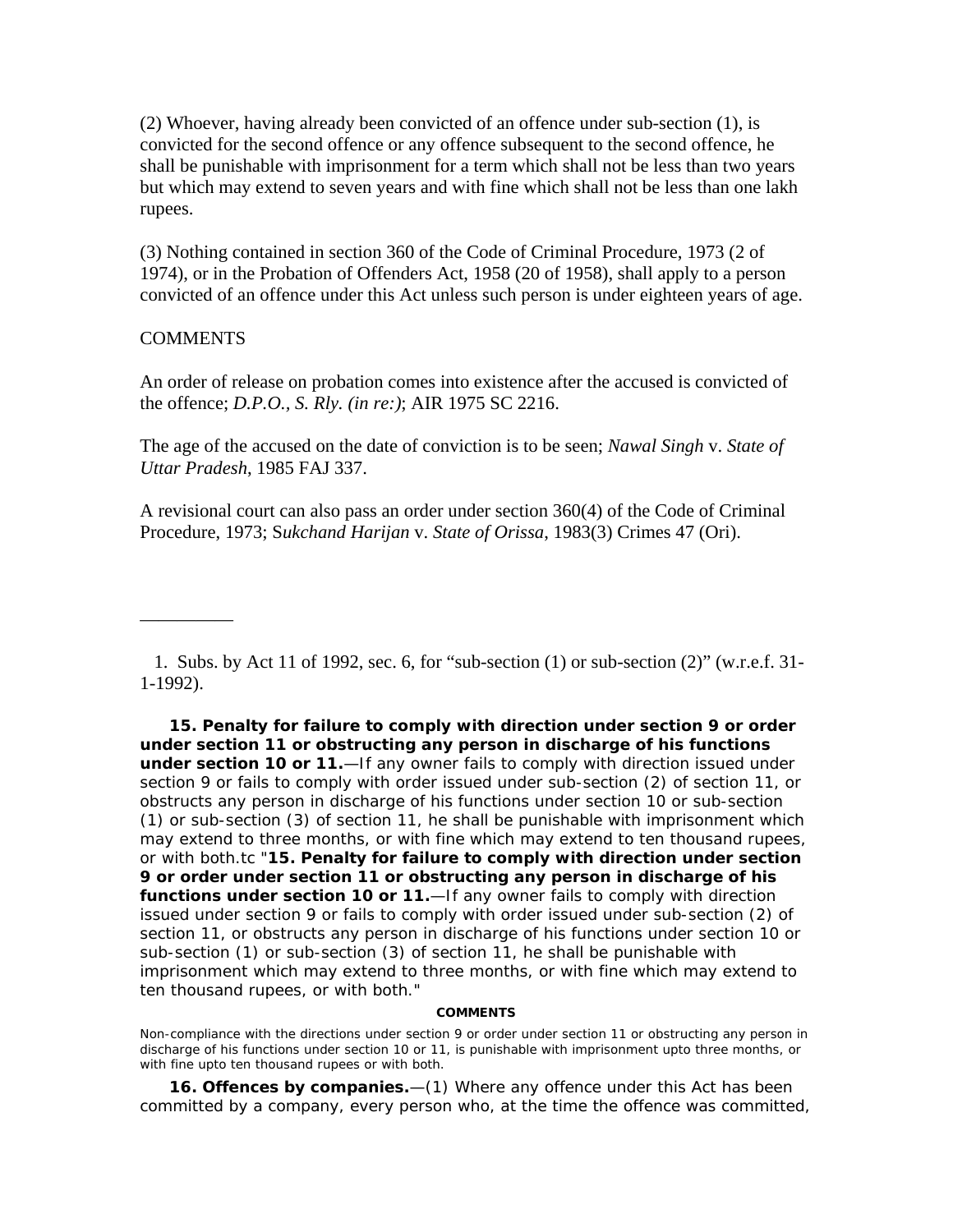(2) Whoever, having already been convicted of an offence under sub-section (1), is convicted for the second offence or any offence subsequent to the second offence, he shall be punishable with imprisonment for a term which shall not be less than two years but which may extend to seven years and with fine which shall not be less than one lakh rupees.

(3) Nothing contained in section 360 of the Code of Criminal Procedure, 1973 (2 of 1974), or in the Probation of Offenders Act, 1958 (20 of 1958), shall apply to a person convicted of an offence under this Act unless such person is under eighteen years of age.

COMMENTS

An order of release on probation comes into existence after the accused is convicted of the offence; *D.P.O., S. Rly. (in re:)*; AIR 1975 SC 2216.

The age of the accused on the date of conviction is to be seen; *Nawal Singh* v. *State of Uttar Pradesh*, 1985 FAJ 337.

A revisional court can also pass an order under section 360(4) of the Code of Criminal Procedure, 1973; S*ukchand Harijan* v. *State of Orissa*, 1983(3) Crimes 47 (Ori).

__________

1. Subs. by Act 11 of 1992, sec. 6, for “sub-section (1) or sub-section (2)” (w.r.e.f. 31-1-1992).

**15. Penalty for failure to comply with direction under section 9 or order under section 11 or obstructing any person in discharge of his functions under section 10 or 11.**—If any owner fails to comply with direction issued under section 9 or fails to comply with order issued under sub-section (2) of section 11, or obstructs any person in discharge of his functions under section 10 or sub-section (1) or sub-section (3) of section 11, he shall be punishable with imprisonment which may extend to three months, or with fine which may extend to ten thousand rupees, or with both.tc "**15. Penalty for failure to comply with direction under section 9 or order under section 11 or obstructing any person in discharge of his functions under section 10 or 11.**—If any owner fails to comply with direction issued under section 9 or fails to comply with order issued under sub-section (2) of section 11, or obstructs any person in discharge of his functions under section 10 or sub-section (1) or sub-section (3) of section 11, he shall be punishable with imprisonment which may extend to three months, or with fine which may extend to ten thousand rupees, or with both."

**COMMENTS**

Non-compliance with the directions under section 9 or order under section 11 or obstructing any person in discharge of his functions under section 10 or 11, is punishable with imprisonment upto three months, or with fine upto ten thousand rupees or with both.

**16. Offences by companies.**—(1) Where any offence under this Act has been committed by a company, every person who, at the time the offence was committed,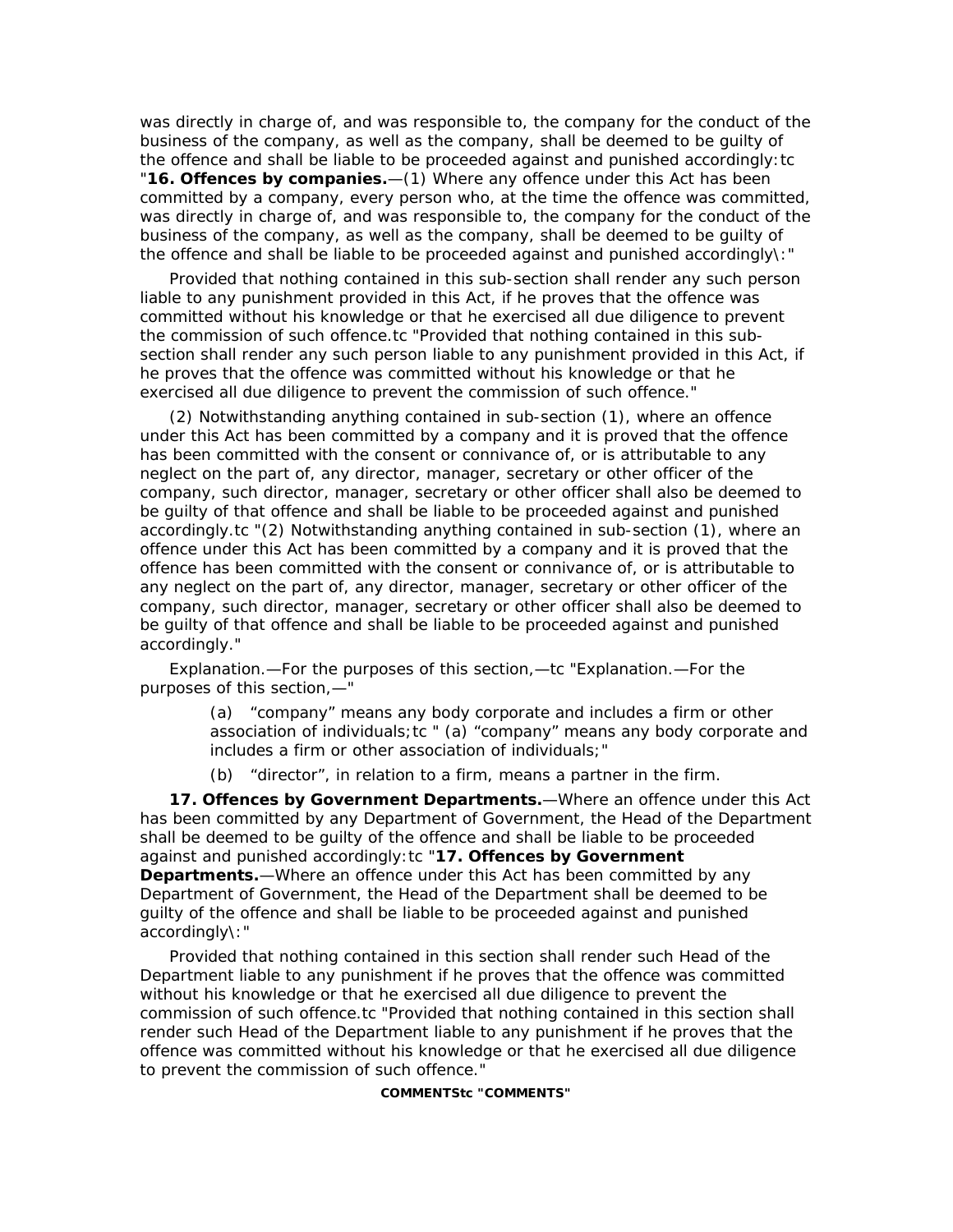was directly in charge of, and was responsible to, the company for the conduct of the business of the company, as well as the company, shall be deemed to be guilty of the offence and shall be liable to be proceeded against and punished accordingly:tc "**16. Offences by companies.**—(1) Where any offence under this Act has been committed by a company, every person who, at the time the offence was committed, was directly in charge of, and was responsible to, the company for the conduct of the business of the company, as well as the company, shall be deemed to be guilty of the offence and shall be liable to be proceeded against and punished accordingly\:"

Provided that nothing contained in this sub-section shall render any such person liable to any punishment provided in this Act, if he proves that the offence was committed without his knowledge or that he exercised all due diligence to prevent the commission of such offence.tc "Provided that nothing contained in this sub-section shall render any such person liable to any punishment provided in this Act, if he proves that the offence was committed without his knowledge or that he exercised all due diligence to prevent the commission of such offence."

(2) Notwithstanding anything contained in sub-section (1), where an offence under this Act has been committed by a company and it is proved that the offence has been committed with the consent or connivance of, or is attributable to any neglect on the part of, any director, manager, secretary or other officer of the company, such director, manager, secretary or other officer shall also be deemed to be guilty of that offence and shall be liable to be proceeded against and punished accordingly.tc "(2) Notwithstanding anything contained in sub-section (1), where an offence under this Act has been committed by a company and it is proved that the offence has been committed with the consent or connivance of, or is attributable to any neglect on the part of, any director, manager, secretary or other officer of the company, such director, manager, secretary or other officer shall also be deemed to be guilty of that offence and shall be liable to be proceeded against and punished accordingly."

Explanation.—For the purposes of this section,—tc "Explanation.—For the purposes of this section,—"

(a) "company" means any body corporate and includes a firm or other association of individuals;tc " (a) "company" means any body corporate and includes a firm or other association of individuals;"

(b) "director", in relation to a firm, means a partner in the firm.

**17. Offences by Government Departments.**—Where an offence under this Act has been committed by any Department of Government, the Head of the Department shall be deemed to be guilty of the offence and shall be liable to be proceeded against and punished accordingly:tc "**17. Offences by Government Departments.**—Where an offence under this Act has been committed by any Department of Government, the Head of the Department shall be deemed to be guilty of the offence and shall be liable to be proceeded against and punished accordingly\:"

Provided that nothing contained in this section shall render such Head of the Department liable to any punishment if he proves that the offence was committed without his knowledge or that he exercised all due diligence to prevent the commission of such offence.tc "Provided that nothing contained in this section shall render such Head of the Department liable to any punishment if he proves that the offence was committed without his knowledge or that he exercised all due diligence to prevent the commission of such offence."

**COMMENTStc "COMMENTS"**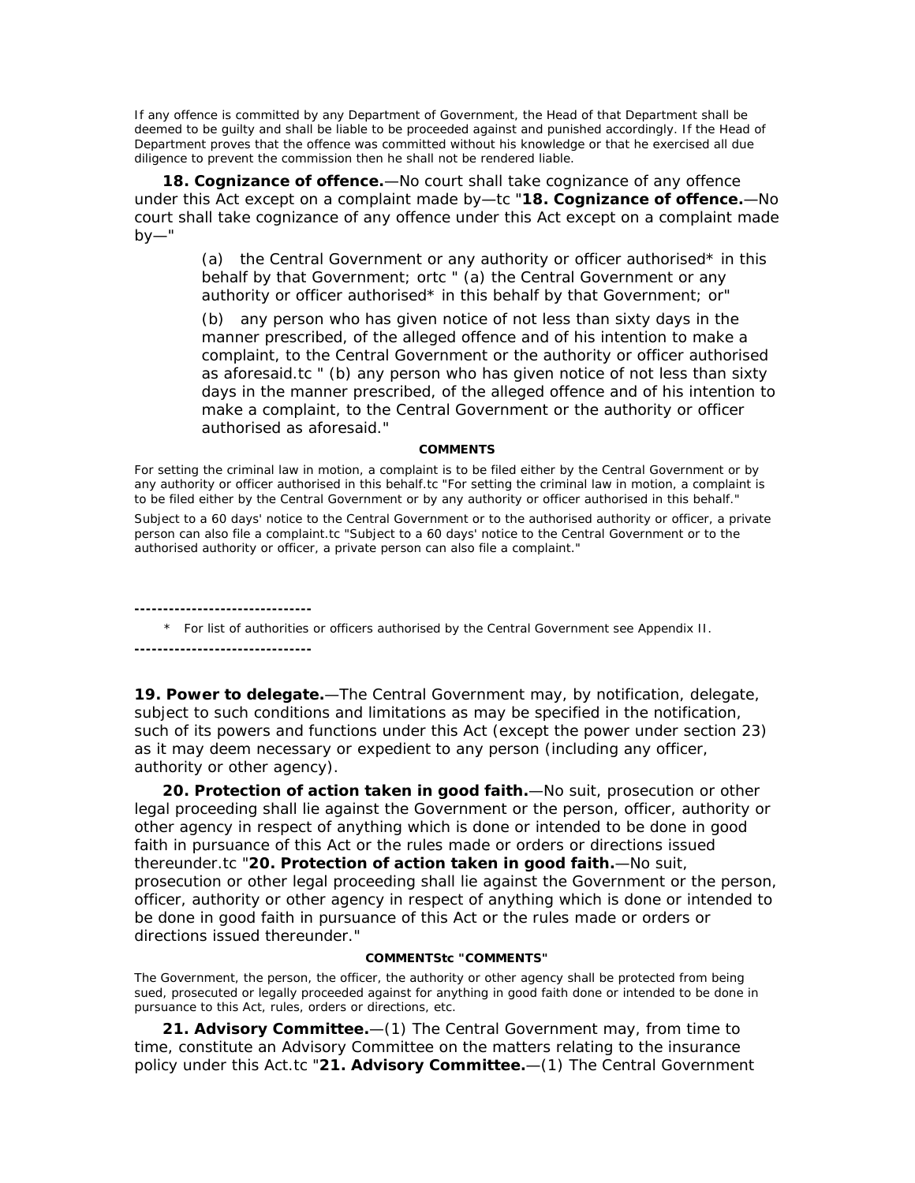If any offence is committed by any Department of Government, the Head of that Department shall be deemed to be guilty and shall be liable to be proceeded against and punished accordingly. If the Head of Department proves that the offence was committed without his knowledge or that he exercised all due diligence to prevent the commission then he shall not be rendered liable.

**18. Cognizance of offence.**—No court shall take cognizance of any offence under this Act except on a complaint made by—tc "**18. Cognizance of offence.**—No court shall take cognizance of any offence under this Act except on a complaint made by—"

> (a) the Central Government or any authority or officer authorised* in this behalf by that Government; ortc " (a) the Central Government or any authority or officer authorised* in this behalf by that Government; or"
>
> (b) any person who has given notice of not less than sixty days in the manner prescribed, of the alleged offence and of his intention to make a complaint, to the Central Government or the authority or officer authorised as aforesaid.tc " (b) any person who has given notice of not less than sixty days in the manner prescribed, of the alleged offence and of his intention to make a complaint, to the Central Government or the authority or officer authorised as aforesaid."

**COMMENTS**

For setting the criminal law in motion, a complaint is to be filed either by the Central Government or by any authority or officer authorised in this behalf.tc "For setting the criminal law in motion, a complaint is to be filed either by the Central Government or by any authority or officer authorised in this behalf."

Subject to a 60 days' notice to the Central Government or to the authorised authority or officer, a private person can also file a complaint.tc "Subject to a 60 days' notice to the Central Government or to the authorised authority or officer, a private person can also file a complaint."

-------------------------------

\* For list of authorities or officers authorised by the Central Government see Appendix II.

-------------------------------

**19. Power to delegate.**—The Central Government may, by notification, delegate, subject to such conditions and limitations as may be specified in the notification, such of its powers and functions under this Act (except the power under section 23) as it may deem necessary or expedient to any person (including any officer, authority or other agency).

**20. Protection of action taken in good faith.**—No suit, prosecution or other legal proceeding shall lie against the Government or the person, officer, authority or other agency in respect of anything which is done or intended to be done in good faith in pursuance of this Act or the rules made or orders or directions issued thereunder.tc "**20. Protection of action taken in good faith.**—No suit, prosecution or other legal proceeding shall lie against the Government or the person, officer, authority or other agency in respect of anything which is done or intended to be done in good faith in pursuance of this Act or the rules made or orders or directions issued thereunder."

**COMMENTStc "COMMENTS"**

The Government, the person, the officer, the authority or other agency shall be protected from being sued, prosecuted or legally proceeded against for anything in good faith done or intended to be done in pursuance to this Act, rules, orders or directions, etc.

**21. Advisory Committee.**—(1) The Central Government may, from time to time, constitute an Advisory Committee on the matters relating to the insurance policy under this Act.tc "**21. Advisory Committee.**—(1) The Central Government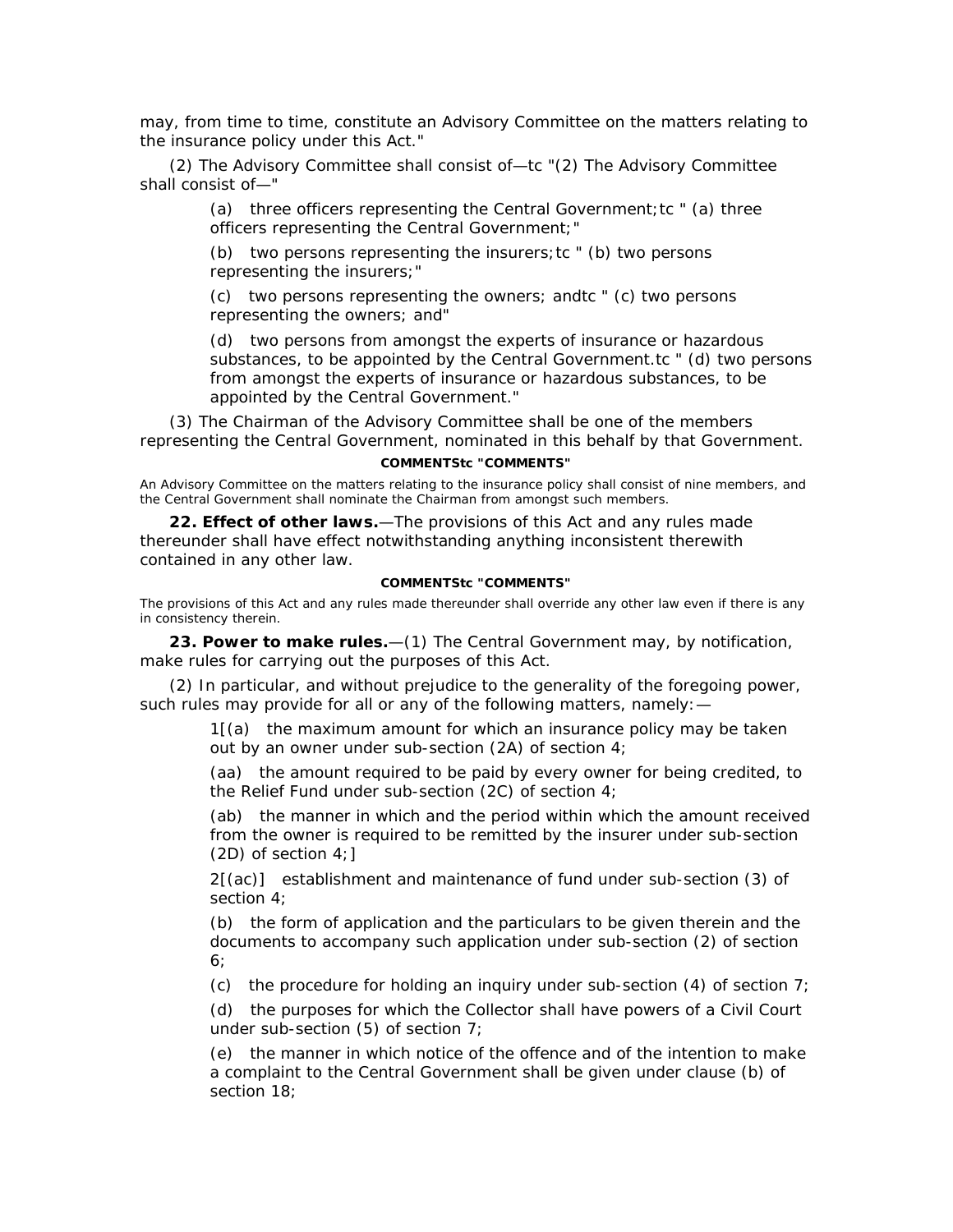may, from time to time, constitute an Advisory Committee on the matters relating to the insurance policy under this Act."

(2) The Advisory Committee shall consist of—tc "(2) The Advisory Committee shall consist of—"

(a) three officers representing the Central Government;tc " (a) three officers representing the Central Government;"

(b) two persons representing the insurers;tc " (b) two persons representing the insurers;"

(c) two persons representing the owners; andtc " (c) two persons representing the owners; and"

(d) two persons from amongst the experts of insurance or hazardous substances, to be appointed by the Central Government.tc " (d) two persons from amongst the experts of insurance or hazardous substances, to be appointed by the Central Government."

(3) The Chairman of the Advisory Committee shall be one of the members representing the Central Government, nominated in this behalf by that Government.

**COMMENTStc "COMMENTS"**

An Advisory Committee on the matters relating to the insurance policy shall consist of nine members, and the Central Government shall nominate the Chairman from amongst such members.

**22. Effect of other laws.**—The provisions of this Act and any rules made thereunder shall have effect notwithstanding anything inconsistent therewith contained in any other law.

**COMMENTStc "COMMENTS"**

The provisions of this Act and any rules made thereunder shall override any other law even if there is any in consistency therein.

**23. Power to make rules.**—(1) The Central Government may, by notification, make rules for carrying out the purposes of this Act.

(2) In particular, and without prejudice to the generality of the foregoing power, such rules may provide for all or any of the following matters, namely:—

1[(a) the maximum amount for which an insurance policy may be taken out by an owner under sub-section (2A) of section 4;

(aa) the amount required to be paid by every owner for being credited, to the Relief Fund under sub-section (2C) of section 4;

(ab) the manner in which and the period within which the amount received from the owner is required to be remitted by the insurer under sub-section (2D) of section 4;]

2[(ac)] establishment and maintenance of fund under sub-section (3) of section 4;

(b) the form of application and the particulars to be given therein and the documents to accompany such application under sub-section (2) of section 6;

(c) the procedure for holding an inquiry under sub-section (4) of section 7;

(d) the purposes for which the Collector shall have powers of a Civil Court under sub-section (5) of section 7;

(e) the manner in which notice of the offence and of the intention to make a complaint to the Central Government shall be given under clause (b) of section 18;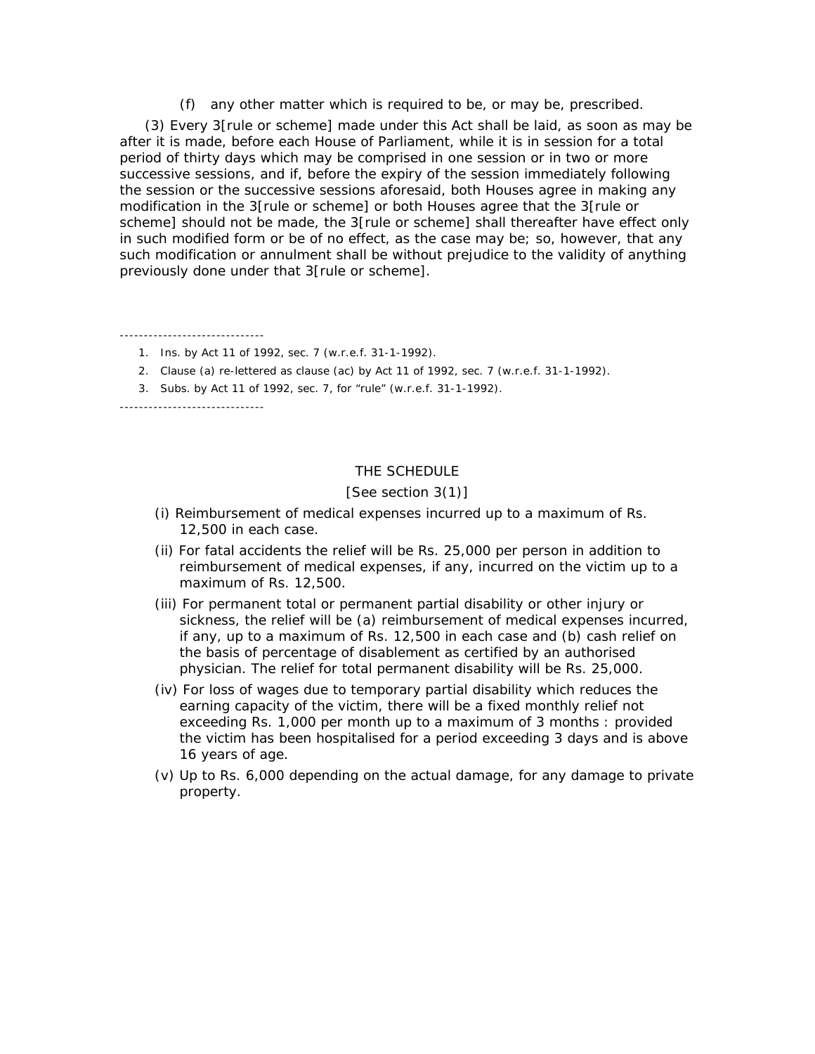(f) any other matter which is required to be, or may be, prescribed.

(3) Every 3[rule or scheme] made under this Act shall be laid, as soon as may be after it is made, before each House of Parliament, while it is in session for a total period of thirty days which may be comprised in one session or in two or more successive sessions, and if, before the expiry of the session immediately following the session or the successive sessions aforesaid, both Houses agree in making any modification in the 3[rule or scheme] or both Houses agree that the 3[rule or scheme] should not be made, the 3[rule or scheme] shall thereafter have effect only in such modified form or be of no effect, as the case may be; so, however, that any such modification or annulment shall be without prejudice to the validity of anything previously done under that 3[rule or scheme].

------------------------------

1. Ins. by Act 11 of 1992, sec. 7 (w.r.e.f. 31-1-1992).
2. Clause (a) re-lettered as clause (ac) by Act 11 of 1992, sec. 7 (w.r.e.f. 31-1-1992).
3. Subs. by Act 11 of 1992, sec. 7, for "rule" (w.r.e.f. 31-1-1992).

------------------------------

## THE SCHEDULE

[See section 3(1)]

(i) Reimbursement of medical expenses incurred up to a maximum of Rs. 12,500 in each case.

(ii) For fatal accidents the relief will be Rs. 25,000 per person in addition to reimbursement of medical expenses, if any, incurred on the victim up to a maximum of Rs. 12,500.

(iii) For permanent total or permanent partial disability or other injury or sickness, the relief will be (a) reimbursement of medical expenses incurred, if any, up to a maximum of Rs. 12,500 in each case and (b) cash relief on the basis of percentage of disablement as certified by an authorised physician. The relief for total permanent disability will be Rs. 25,000.

(iv) For loss of wages due to temporary partial disability which reduces the earning capacity of the victim, there will be a fixed monthly relief not exceeding Rs. 1,000 per month up to a maximum of 3 months : provided the victim has been hospitalised for a period exceeding 3 days and is above 16 years of age.

(v) Up to Rs. 6,000 depending on the actual damage, for any damage to private property.